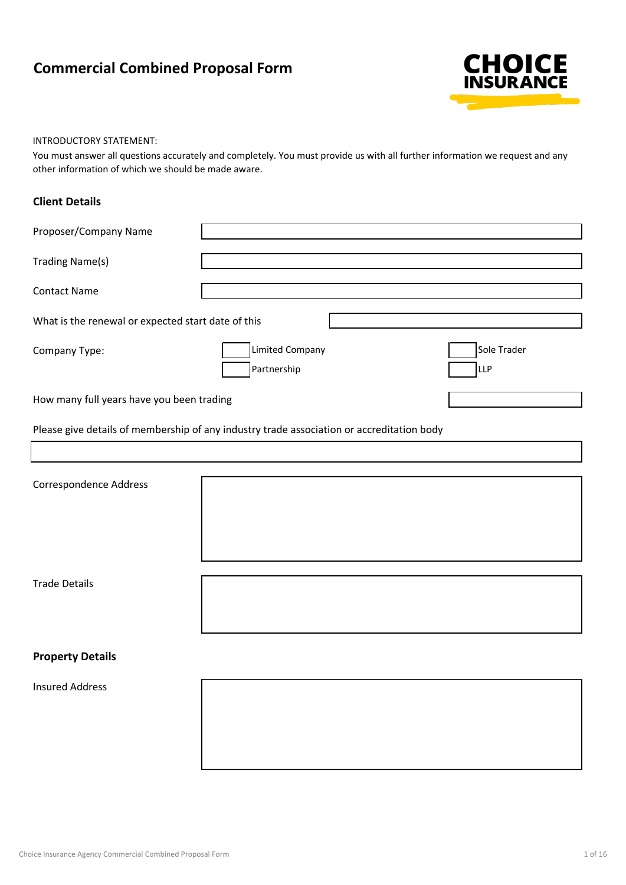# Commercial Combined Proposal Form

CHOICE INSURANCE

INTRODUCTORY STATEMENT:

You must answer all questions accurately and completely. You must provide us with all further information we request and any other information of which we should be made aware.

## Client Details

Proposer/Company Name

Trading Name(s)

Contact Name

What is the renewal or expected start date of this

Company Type:

- [ ] Limited Company
- [ ] Partnership
- [ ] Sole Trader
- [ ] LLP

How many full years have you been trading

Please give details of membership of any industry trade association or accreditation body

Correspondence Address

Trade Details

## Property Details

Insured Address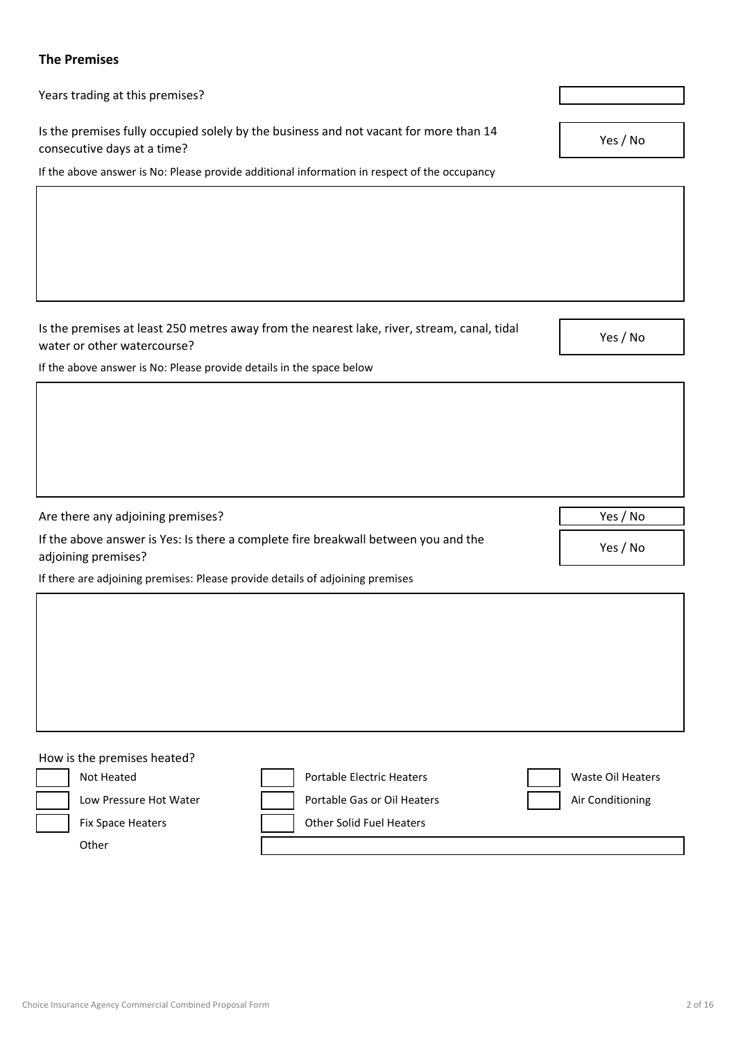## The Premises

Years trading at this premises?

Is the premises fully occupied solely by the business and not vacant for more than 14 consecutive days at a time? Yes / No

If the above answer is No: Please provide additional information in respect of the occupancy

Is the premises at least 250 metres away from the nearest lake, river, stream, canal, tidal water or other watercourse? Yes / No

If the above answer is No: Please provide details in the space below

Are there any adjoining premises? Yes / No

If the above answer is Yes: Is there a complete fire breakwall between you and the adjoining premises? Yes / No

If there are adjoining premises: Please provide details of adjoining premises

How is the premises heated?

- ☐ Not Heated
- ☐ Low Pressure Hot Water
- ☐ Fix Space Heaters
- ☐ Portable Electric Heaters
- ☐ Portable Gas or Oil Heaters
- ☐ Other Solid Fuel Heaters
- ☐ Waste Oil Heaters
- ☐ Air Conditioning
- Other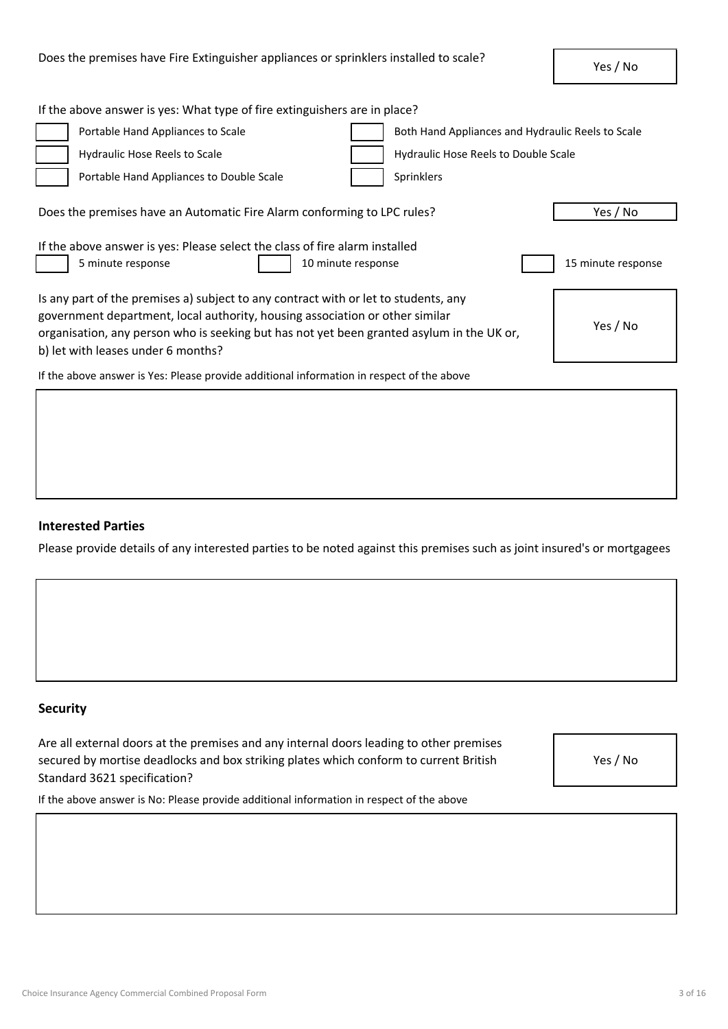Does the premises have Fire Extinguisher appliances or sprinklers installed to scale? Yes / No

If the above answer is yes: What type of fire extinguishers are in place?

| | | | |
|---|---|---|---|
| ☐ | Portable Hand Appliances to Scale | ☐ | Both Hand Appliances and Hydraulic Reels to Scale |
| ☐ | Hydraulic Hose Reels to Scale | ☐ | Hydraulic Hose Reels to Double Scale |
| ☐ | Portable Hand Appliances to Double Scale | ☐ | Sprinklers |

Does the premises have an Automatic Fire Alarm conforming to LPC rules? Yes / No

If the above answer is yes: Please select the class of fire alarm installed

☐ 5 minute response ☐ 10 minute response ☐ 15 minute response

Is any part of the premises a) subject to any contract with or let to students, any government department, local authority, housing association or other similar organisation, any person who is seeking but has not yet been granted asylum in the UK or, b) let with leases under 6 months? Yes / No

If the above answer is Yes: Please provide additional information in respect of the above

## Interested Parties

Please provide details of any interested parties to be noted against this premises such as joint insured's or mortgagees

## Security

Are all external doors at the premises and any internal doors leading to other premises secured by mortise deadlocks and box striking plates which conform to current British Standard 3621 specification? Yes / No

If the above answer is No: Please provide additional information in respect of the above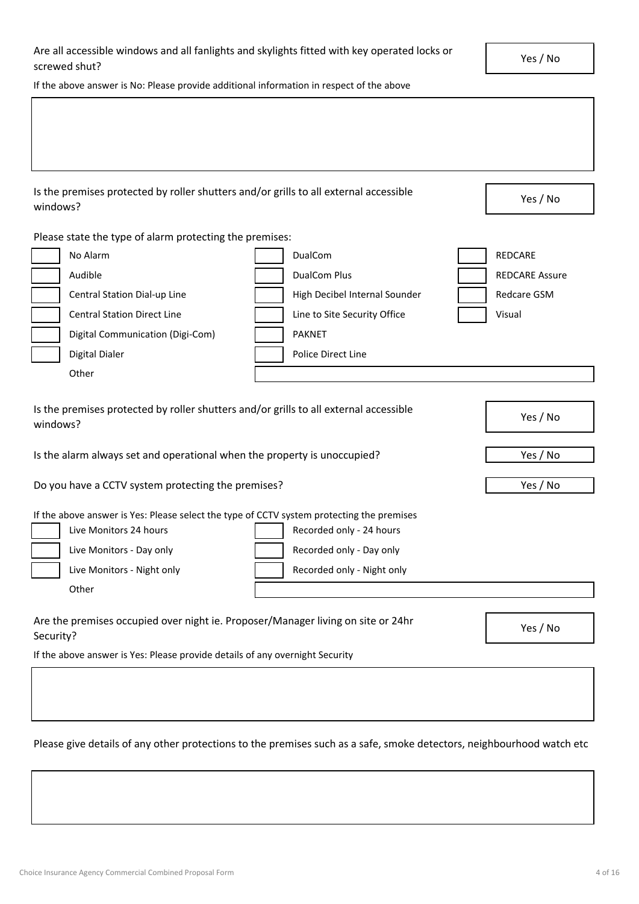Are all accessible windows and all fanlights and skylights fitted with key operated locks or screwed shut? **Yes / No**

If the above answer is No: Please provide additional information in respect of the above

Is the premises protected by roller shutters and/or grills to all external accessible windows? **Yes / No**

Please state the type of alarm protecting the premises:

| | | |
|---|---|---|
| ☐ No Alarm | ☐ DualCom | ☐ REDCARE |
| ☐ Audible | ☐ DualCom Plus | ☐ REDCARE Assure |
| ☐ Central Station Dial-up Line | ☐ High Decibel Internal Sounder | ☐ Redcare GSM |
| ☐ Central Station Direct Line | ☐ Line to Site Security Office | ☐ Visual |
| ☐ Digital Communication (Digi-Com) | ☐ PAKNET | |
| ☐ Digital Dialer | ☐ Police Direct Line | |
| Other | | |

Is the premises protected by roller shutters and/or grills to all external accessible windows? **Yes / No**

Is the alarm always set and operational when the property is unoccupied? **Yes / No**

Do you have a CCTV system protecting the premises? **Yes / No**

If the above answer is Yes: Please select the type of CCTV system protecting the premises

| | |
|---|---|
| ☐ Live Monitors 24 hours | ☐ Recorded only - 24 hours |
| ☐ Live Monitors - Day only | ☐ Recorded only - Day only |
| ☐ Live Monitors - Night only | ☐ Recorded only - Night only |
| Other | |

Are the premises occupied over night ie. Proposer/Manager living on site or 24hr Security? **Yes / No**

If the above answer is Yes: Please provide details of any overnight Security

Please give details of any other protections to the premises such as a safe, smoke detectors, neighbourhood watch etc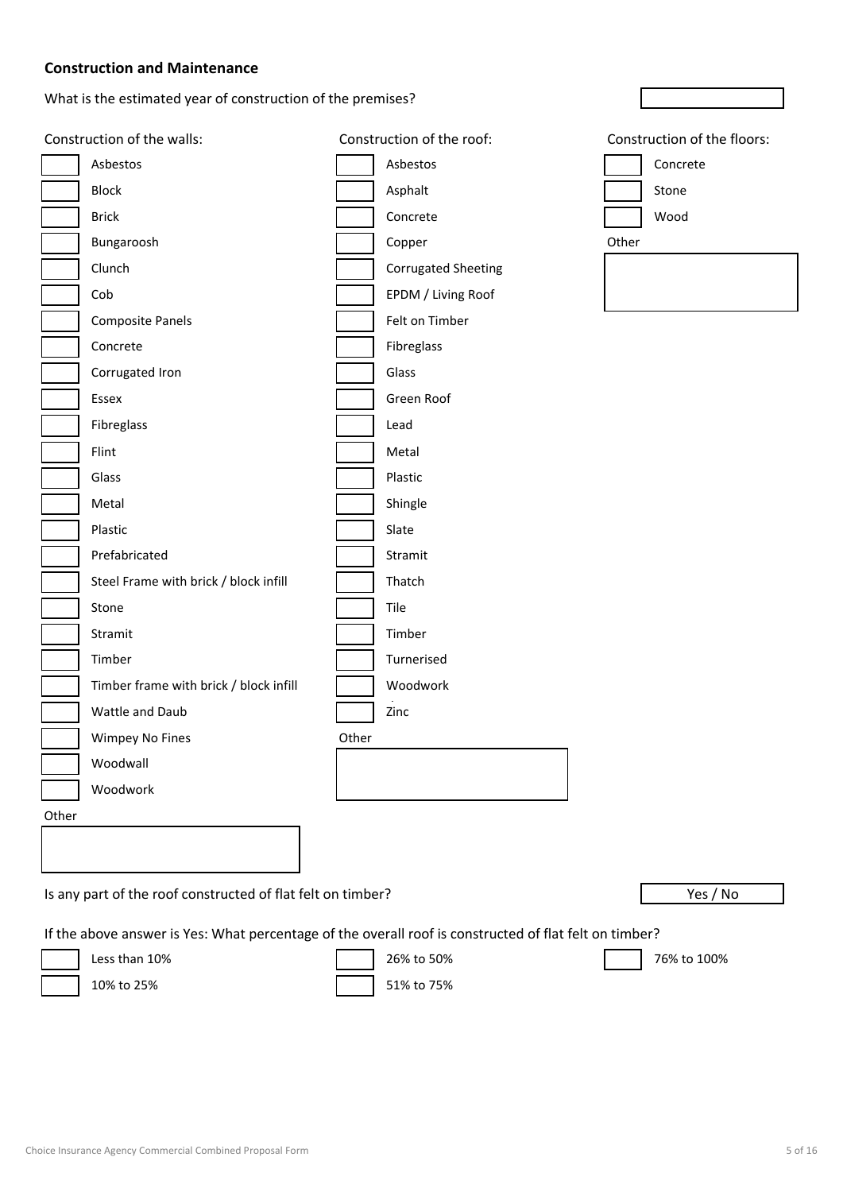## Construction and Maintenance

What is the estimated year of construction of the premises? ______

**Construction of the walls:**

- [ ] Asbestos
- [ ] Block
- [ ] Brick
- [ ] Bungaroosh
- [ ] Clunch
- [ ] Cob
- [ ] Composite Panels
- [ ] Concrete
- [ ] Corrugated Iron
- [ ] Essex
- [ ] Fibreglass
- [ ] Flint
- [ ] Glass
- [ ] Metal
- [ ] Plastic
- [ ] Prefabricated
- [ ] Steel Frame with brick / block infill
- [ ] Stone
- [ ] Stramit
- [ ] Timber
- [ ] Timber frame with brick / block infill
- [ ] Wattle and Daub
- [ ] Wimpey No Fines
- [ ] Woodwall
- [ ] Woodwork

Other: ______

**Construction of the roof:**

- [ ] Asbestos
- [ ] Asphalt
- [ ] Concrete
- [ ] Copper
- [ ] Corrugated Sheeting
- [ ] EPDM / Living Roof
- [ ] Felt on Timber
- [ ] Fibreglass
- [ ] Glass
- [ ] Green Roof
- [ ] Lead
- [ ] Metal
- [ ] Plastic
- [ ] Shingle
- [ ] Slate
- [ ] Stramit
- [ ] Thatch
- [ ] Tile
- [ ] Timber
- [ ] Turnerised
- [ ] Woodwork
- [ ] Zinc

Other: ______

**Construction of the floors:**

- [ ] Concrete
- [ ] Stone
- [ ] Wood

Other: ______

Is any part of the roof constructed of flat felt on timber? Yes / No

If the above answer is Yes: What percentage of the overall roof is constructed of flat felt on timber?

- [ ] Less than 10%
- [ ] 10% to 25%
- [ ] 26% to 50%
- [ ] 51% to 75%
- [ ] 76% to 100%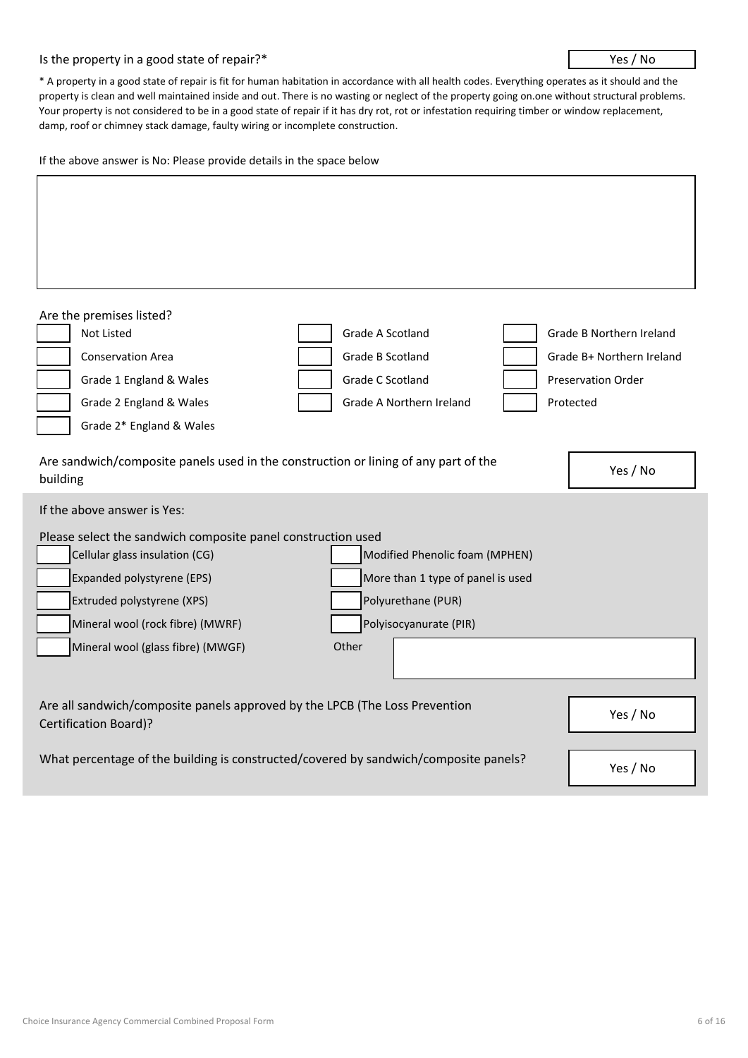Is the property in a good state of repair?* Yes / No

* A property in a good state of repair is fit for human habitation in accordance with all health codes. Everything operates as it should and the property is clean and well maintained inside and out. There is no wasting or neglect of the property going on.one without structural problems. Your property is not considered to be in a good state of repair if it has dry rot, rot or infestation requiring timber or window replacement, damp, roof or chimney stack damage, faulty wiring or incomplete construction.

If the above answer is No: Please provide details in the space below

Are the premises listed?

- ☐ Not Listed
- ☐ Conservation Area
- ☐ Grade 1 England & Wales
- ☐ Grade 2 England & Wales
- ☐ Grade 2* England & Wales
- ☐ Grade A Scotland
- ☐ Grade B Scotland
- ☐ Grade C Scotland
- ☐ Grade A Northern Ireland
- ☐ Grade B Northern Ireland
- ☐ Grade B+ Northern Ireland
- ☐ Preservation Order
- ☐ Protected

Are sandwich/composite panels used in the construction or lining of any part of the building Yes / No

If the above answer is Yes:

Please select the sandwich composite panel construction used

- ☐ Cellular glass insulation (CG)
- ☐ Expanded polystyrene (EPS)
- ☐ Extruded polystyrene (XPS)
- ☐ Mineral wool (rock fibre) (MWRF)
- ☐ Mineral wool (glass fibre) (MWGF)
- ☐ Modified Phenolic foam (MPHEN)
- ☐ More than 1 type of panel is used
- ☐ Polyurethane (PUR)
- ☐ Polyisocyanurate (PIR)
- Other

Are all sandwich/composite panels approved by the LPCB (The Loss Prevention Certification Board)? Yes / No

What percentage of the building is constructed/covered by sandwich/composite panels? Yes / No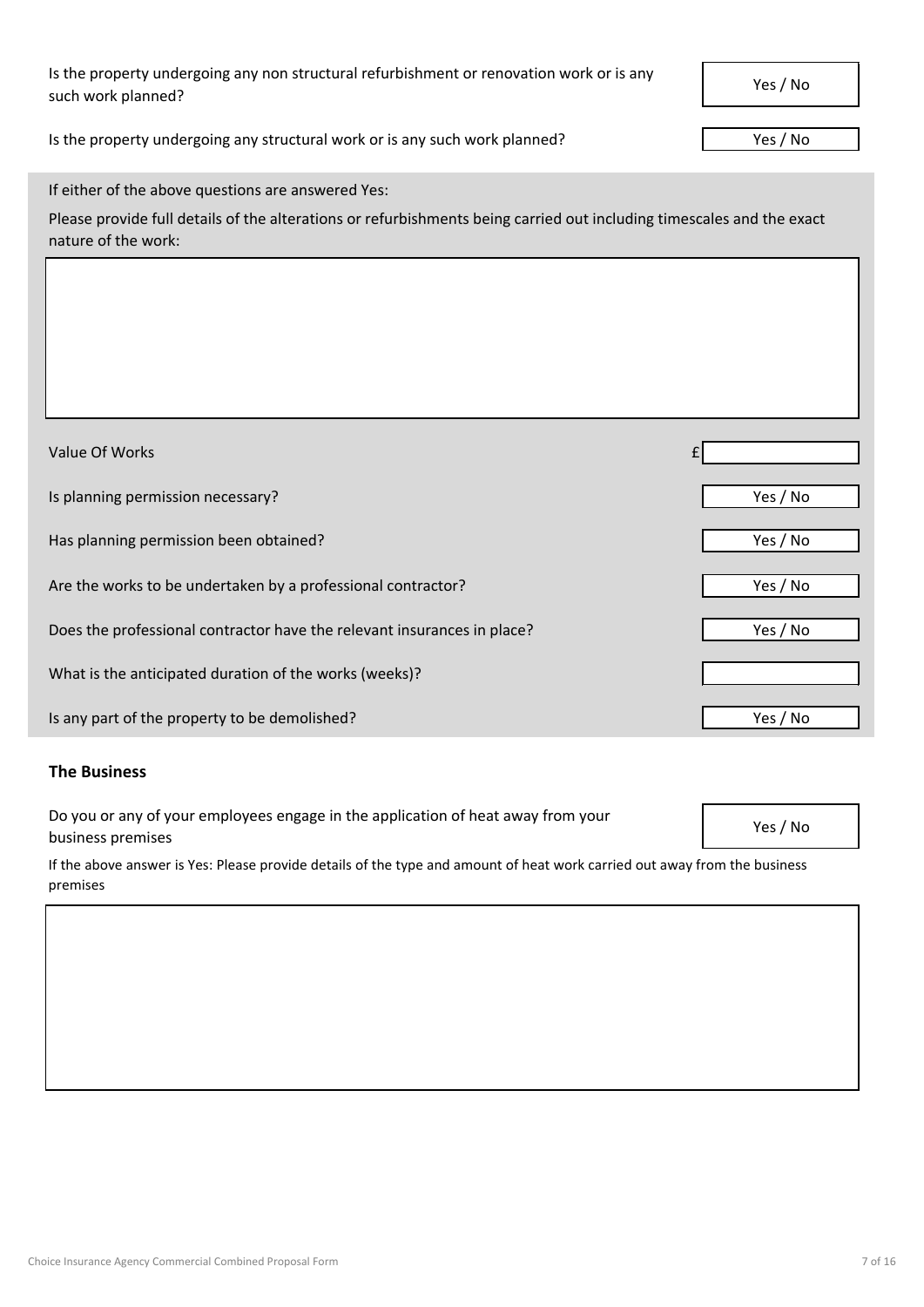Is the property undergoing any non structural refurbishment or renovation work or is any such work planned? Yes / No

Is the property undergoing any structural work or is any such work planned? Yes / No

If either of the above questions are answered Yes:

Please provide full details of the alterations or refurbishments being carried out including timescales and the exact nature of the work:

| |
|---|
| |

| | |
|---|---|
| Value Of Works | £ |
| Is planning permission necessary? | Yes / No |
| Has planning permission been obtained? | Yes / No |
| Are the works to be undertaken by a professional contractor? | Yes / No |
| Does the professional contractor have the relevant insurances in place? | Yes / No |
| What is the anticipated duration of the works (weeks)? | |
| Is any part of the property to be demolished? | Yes / No |

### The Business

Do you or any of your employees engage in the application of heat away from your business premises Yes / No

If the above answer is Yes: Please provide details of the type and amount of heat work carried out away from the business premises

| |
|---|
| |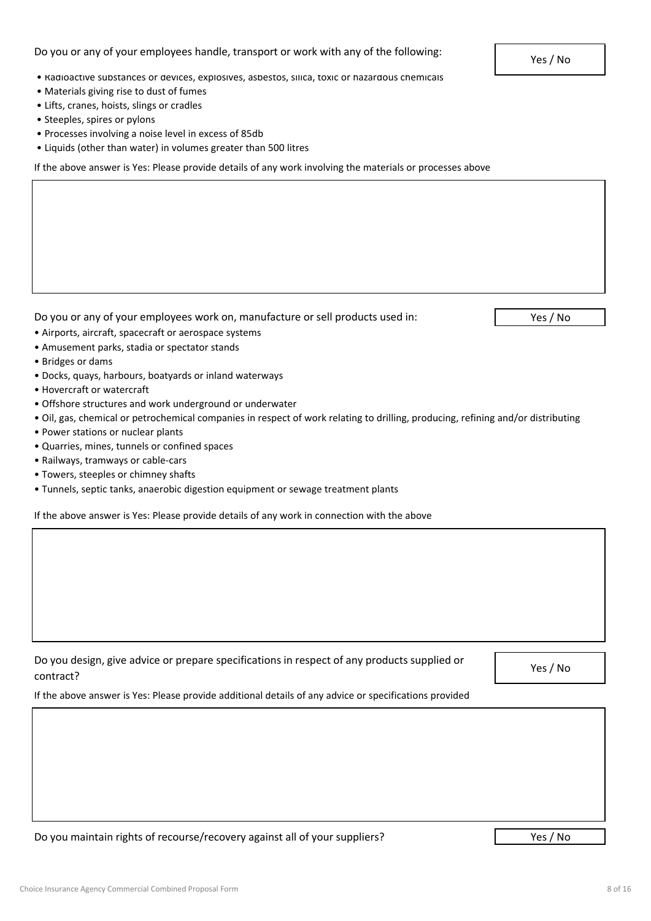Do you or any of your employees handle, transport or work with any of the following: | Yes / No

- Radioactive substances or devices, explosives, asbestos, silica, toxic or hazardous chemicals
- Materials giving rise to dust of fumes
- Lifts, cranes, hoists, slings or cradles
- Steeples, spires or pylons
- Processes involving a noise level in excess of 85db
- Liquids (other than water) in volumes greater than 500 litres

If the above answer is Yes: Please provide details of any work involving the materials or processes above

Do you or any of your employees work on, manufacture or sell products used in: | Yes / No

- Airports, aircraft, spacecraft or aerospace systems
- Amusement parks, stadia or spectator stands
- Bridges or dams
- Docks, quays, harbours, boatyards or inland waterways
- Hovercraft or watercraft
- Offshore structures and work underground or underwater
- Oil, gas, chemical or petrochemical companies in respect of work relating to drilling, producing, refining and/or distributing
- Power stations or nuclear plants
- Quarries, mines, tunnels or confined spaces
- Railways, tramways or cable-cars
- Towers, steeples or chimney shafts
- Tunnels, septic tanks, anaerobic digestion equipment or sewage treatment plants

If the above answer is Yes: Please provide details of any work in connection with the above

Do you design, give advice or prepare specifications in respect of any products supplied or contract? | Yes / No

If the above answer is Yes: Please provide additional details of any advice or specifications provided

Do you maintain rights of recourse/recovery against all of your suppliers? | Yes / No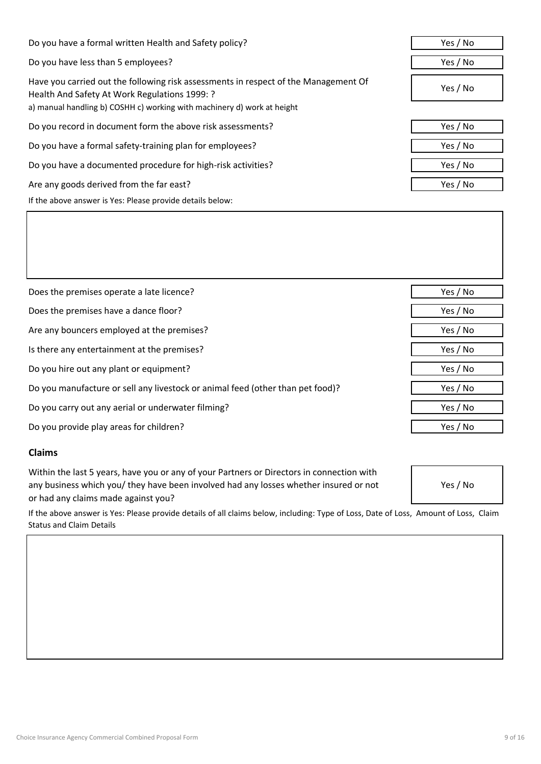| Question | Answer |
| --- | --- |
| Do you have a formal written Health and Safety policy? | Yes / No |
| Do you have less than 5 employees? | Yes / No |
| Have you carried out the following risk assessments in respect of the Management Of Health And Safety At Work Regulations 1999: ?<br>a) manual handling b) COSHH c) working with machinery d) work at height | Yes / No |
| Do you record in document form the above risk assessments? | Yes / No |
| Do you have a formal safety-training plan for employees? | Yes / No |
| Do you have a documented procedure for high-risk activities? | Yes / No |
| Are any goods derived from the far east? | Yes / No |

If the above answer is Yes: Please provide details below:

| |
| --- |
| |

| Question | Answer |
| --- | --- |
| Does the premises operate a late licence? | Yes / No |
| Does the premises have a dance floor? | Yes / No |
| Are any bouncers employed at the premises? | Yes / No |
| Is there any entertainment at the premises? | Yes / No |
| Do you hire out any plant or equipment? | Yes / No |
| Do you manufacture or sell any livestock or animal feed (other than pet food)? | Yes / No |
| Do you carry out any aerial or underwater filming? | Yes / No |
| Do you provide play areas for children? | Yes / No |

## Claims

| Question | Answer |
| --- | --- |
| Within the last 5 years, have you or any of your Partners or Directors in connection with any business which you/ they have been involved had any losses whether insured or not or had any claims made against you? | Yes / No |

If the above answer is Yes: Please provide details of all claims below, including: Type of Loss, Date of Loss, Amount of Loss, Claim Status and Claim Details

| |
| --- |
| |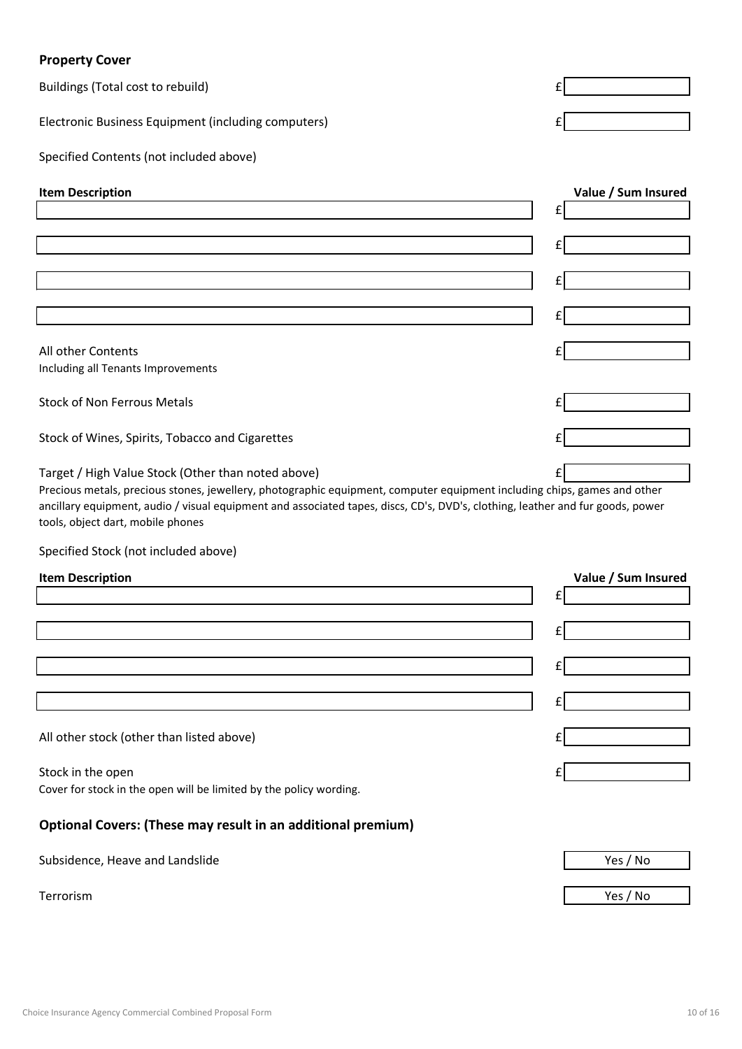## Property Cover

| | |
|---|---|
| Buildings (Total cost to rebuild) | £ |
| Electronic Business Equipment (including computers) | £ |

Specified Contents (not included above)

| Item Description | Value / Sum Insured |
|---|---|
| | £ |
| | £ |
| | £ |
| | £ |

| | |
|---|---|
| All other Contents<br>Including all Tenants Improvements | £ |
| Stock of Non Ferrous Metals | £ |
| Stock of Wines, Spirits, Tobacco and Cigarettes | £ |
| Target / High Value Stock (Other than noted above) | £ |

Precious metals, precious stones, jewellery, photographic equipment, computer equipment including chips, games and other ancillary equipment, audio / visual equipment and associated tapes, discs, CD's, DVD's, clothing, leather and fur goods, power tools, object dart, mobile phones

Specified Stock (not included above)

| Item Description | Value / Sum Insured |
|---|---|
| | £ |
| | £ |
| | £ |
| | £ |

| | |
|---|---|
| All other stock (other than listed above) | £ |
| Stock in the open<br>Cover for stock in the open will be limited by the policy wording. | £ |

## Optional Covers: (These may result in an additional premium)

| | |
|---|---|
| Subsidence, Heave and Landslide | Yes / No |
| Terrorism | Yes / No |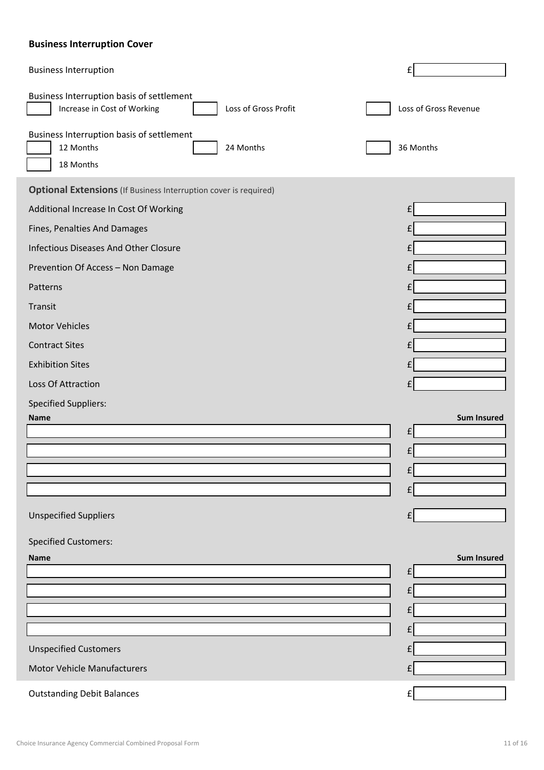**Business Interruption Cover**

| | |
|---|---|
| Business Interruption | £ |

Business Interruption basis of settlement

- [ ] Increase in Cost of Working
- [ ] Loss of Gross Profit
- [ ] Loss of Gross Revenue

Business Interruption basis of settlement

- [ ] 12 Months
- [ ] 24 Months
- [ ] 36 Months
- [ ] 18 Months

**Optional Extensions** (If Business Interruption cover is required)

| | |
|---|---|
| Additional Increase In Cost Of Working | £ |
| Fines, Penalties And Damages | £ |
| Infectious Diseases And Other Closure | £ |
| Prevention Of Access – Non Damage | £ |
| Patterns | £ |
| Transit | £ |
| Motor Vehicles | £ |
| Contract Sites | £ |
| Exhibition Sites | £ |
| Loss Of Attraction | £ |

Specified Suppliers:

| Name | Sum Insured |
|---|---|
| | £ |
| | £ |
| | £ |
| | £ |

| | |
|---|---|
| Unspecified Suppliers | £ |

Specified Customers:

| Name | Sum Insured |
|---|---|
| | £ |
| | £ |
| | £ |
| | £ |

| | |
|---|---|
| Unspecified Customers | £ |
| Motor Vehicle Manufacturers | £ |

| | |
|---|---|
| Outstanding Debit Balances | £ |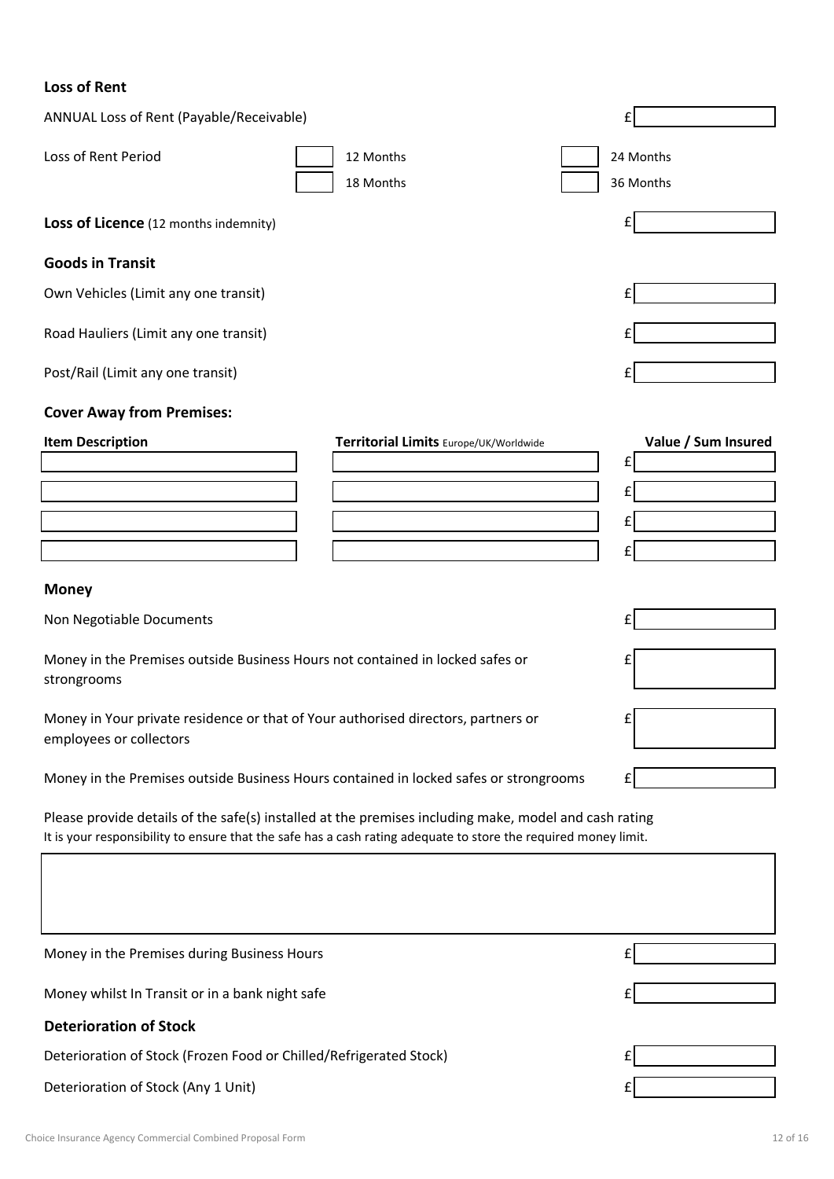## Loss of Rent

| | |
|---|---|
| ANNUAL Loss of Rent (Payable/Receivable) | £ |

Loss of Rent Period

| | | | |
|---|---|---|---|
| ☐ | 12 Months | ☐ | 24 Months |
| ☐ | 18 Months | ☐ | 36 Months |

| | |
|---|---|
| **Loss of Licence** (12 months indemnity) | £ |

## Goods in Transit

| | |
|---|---|
| Own Vehicles (Limit any one transit) | £ |
| Road Hauliers (Limit any one transit) | £ |
| Post/Rail (Limit any one transit) | £ |

## Cover Away from Premises:

| Item Description | Territorial Limits Europe/UK/Worldwide | Value / Sum Insured |
|---|---|---|
| | | £ |
| | | £ |
| | | £ |
| | | £ |

## Money

| | |
|---|---|
| Non Negotiable Documents | £ |
| Money in the Premises outside Business Hours not contained in locked safes or strongrooms | £ |
| Money in Your private residence or that of Your authorised directors, partners or employees or collectors | £ |
| Money in the Premises outside Business Hours contained in locked safes or strongrooms | £ |

Please provide details of the safe(s) installed at the premises including make, model and cash rating

It is your responsibility to ensure that the safe has a cash rating adequate to store the required money limit.

| |
|---|
| |

| | |
|---|---|
| Money in the Premises during Business Hours | £ |
| Money whilst In Transit or in a bank night safe | £ |

## Deterioration of Stock

| | |
|---|---|
| Deterioration of Stock (Frozen Food or Chilled/Refrigerated Stock) | £ |
| Deterioration of Stock (Any 1 Unit) | £ |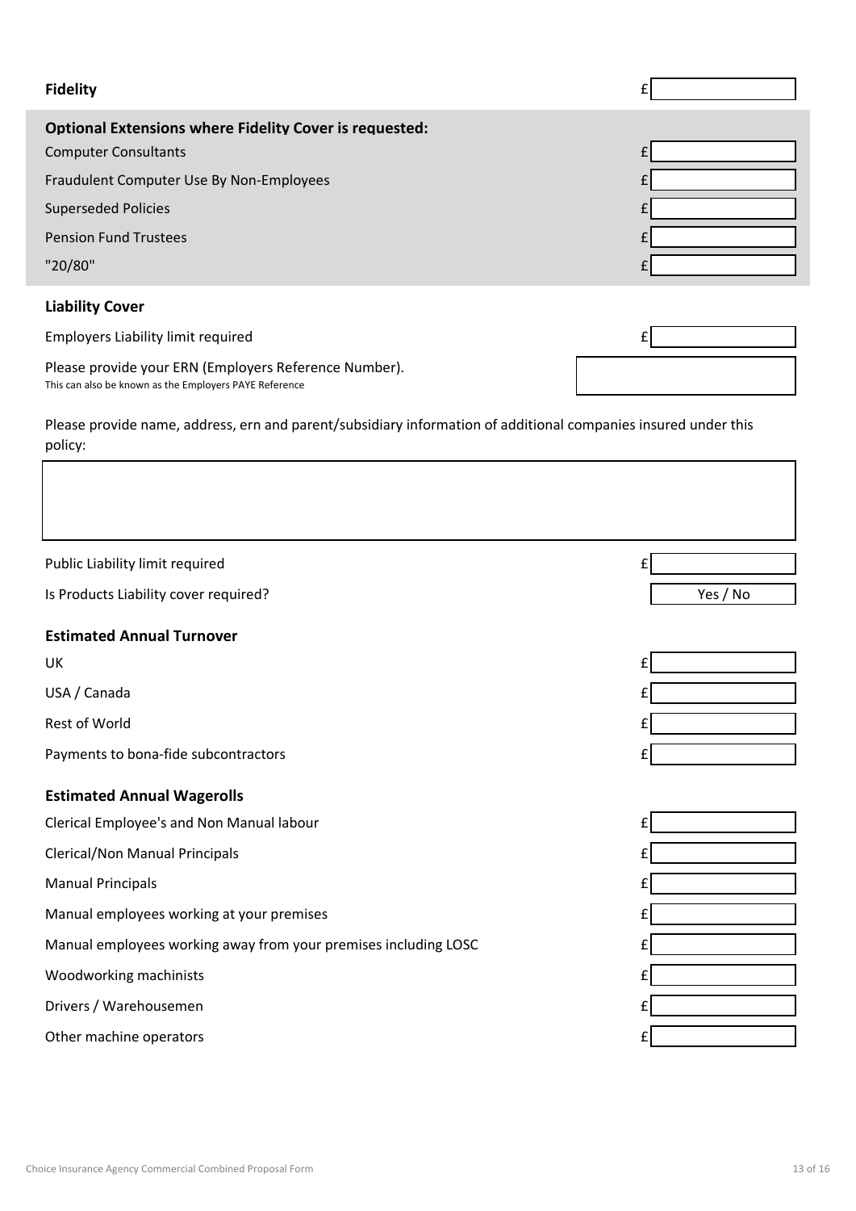**Fidelity** £

**Optional Extensions where Fidelity Cover is requested:**

| | |
|---|---|
| Computer Consultants | £ |
| Fraudulent Computer Use By Non-Employees | £ |
| Superseded Policies | £ |
| Pension Fund Trustees | £ |
| "20/80" | £ |

**Liability Cover**

Employers Liability limit required £

Please provide your ERN (Employers Reference Number).
This can also be known as the Employers PAYE Reference

Please provide name, address, ern and parent/subsidiary information of additional companies insured under this policy:

Public Liability limit required £

Is Products Liability cover required? Yes / No

**Estimated Annual Turnover**

| | |
|---|---|
| UK | £ |
| USA / Canada | £ |
| Rest of World | £ |
| Payments to bona-fide subcontractors | £ |

**Estimated Annual Wagerolls**

| | |
|---|---|
| Clerical Employee's and Non Manual labour | £ |
| Clerical/Non Manual Principals | £ |
| Manual Principals | £ |
| Manual employees working at your premises | £ |
| Manual employees working away from your premises including LOSC | £ |
| Woodworking machinists | £ |
| Drivers / Warehousemen | £ |
| Other machine operators | £ |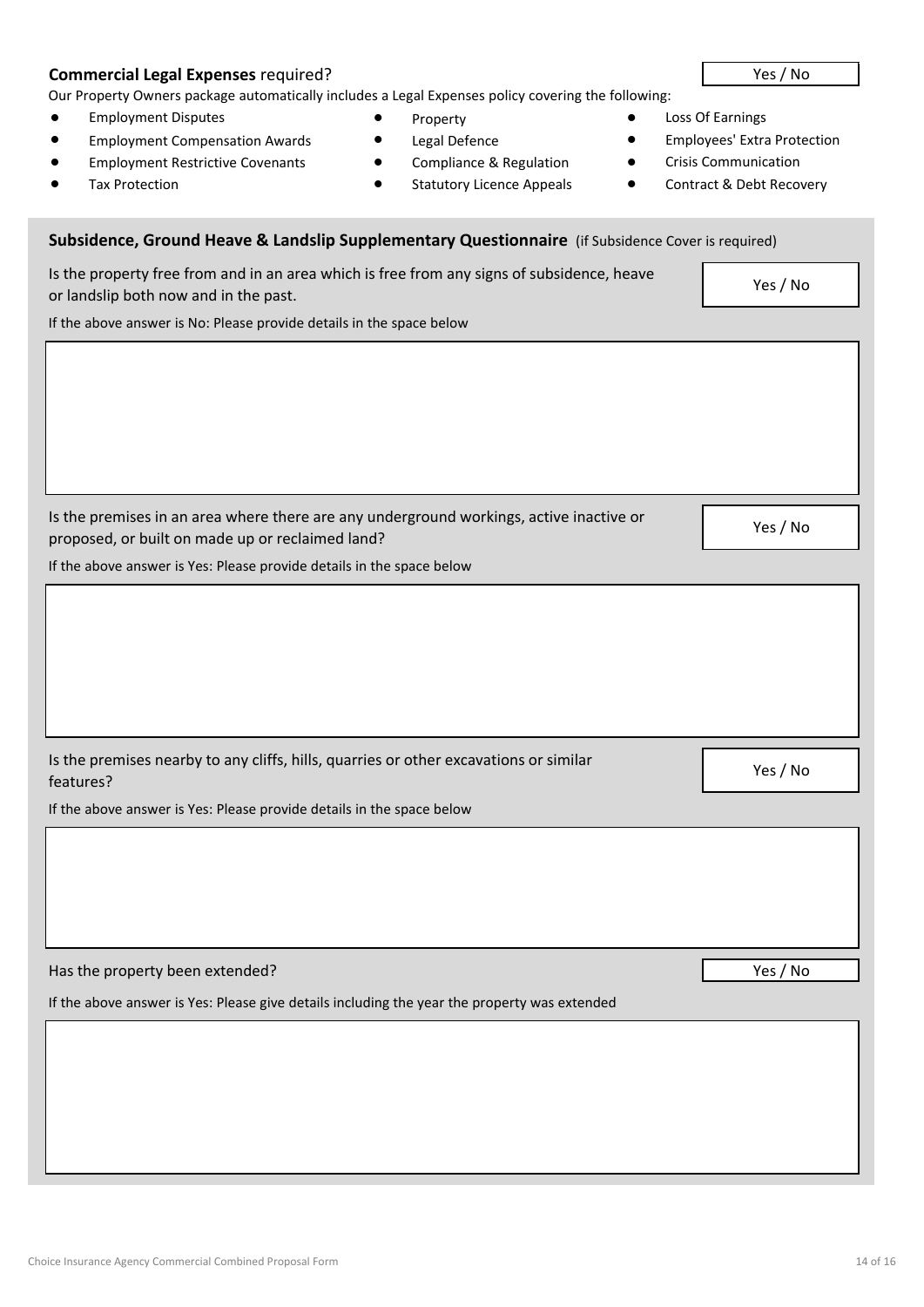**Commercial Legal Expenses** required? Yes / No

Our Property Owners package automatically includes a Legal Expenses policy covering the following:

- Employment Disputes
- Employment Compensation Awards
- Employment Restrictive Covenants
- Tax Protection
- Property
- Legal Defence
- Compliance & Regulation
- Statutory Licence Appeals
- Loss Of Earnings
- Employees' Extra Protection
- Crisis Communication
- Contract & Debt Recovery

## Subsidence, Ground Heave & Landslip Supplementary Questionnaire (if Subsidence Cover is required)

Is the property free from and in an area which is free from any signs of subsidence, heave or landslip both now and in the past. Yes / No

If the above answer is No: Please provide details in the space below

Is the premises in an area where there are any underground workings, active inactive or proposed, or built on made up or reclaimed land? Yes / No

If the above answer is Yes: Please provide details in the space below

Is the premises nearby to any cliffs, hills, quarries or other excavations or similar features? Yes / No

If the above answer is Yes: Please provide details in the space below

Has the property been extended? Yes / No

If the above answer is Yes: Please give details including the year the property was extended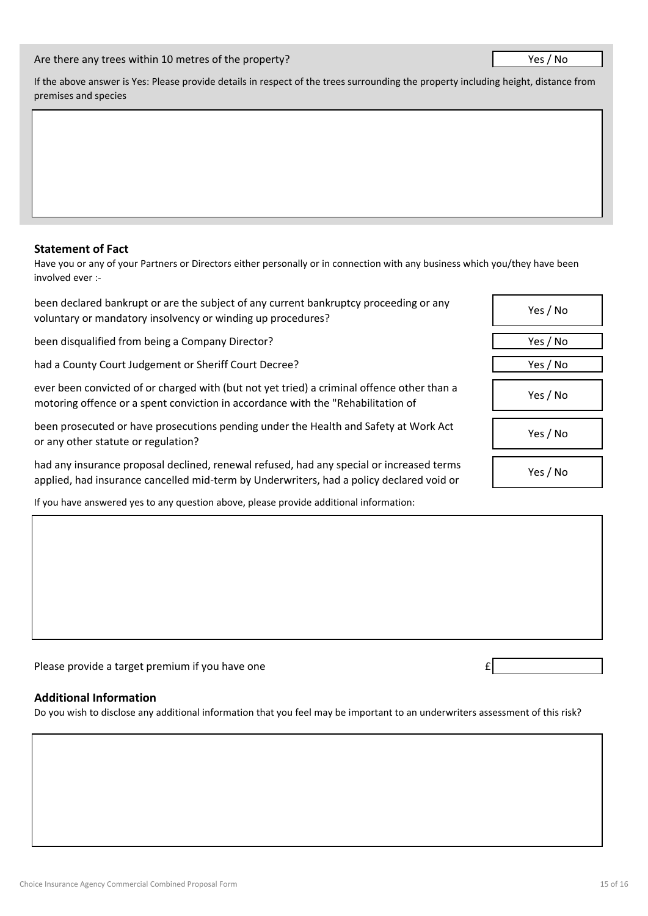| Are there any trees within 10 metres of the property? | Yes / No |
| --- | --- |

If the above answer is Yes: Please provide details in respect of the trees surrounding the property including height, distance from premises and species

## Statement of Fact

Have you or any of your Partners or Directors either personally or in connection with any business which you/they have been involved ever :-

| Question | Answer |
| --- | --- |
| been declared bankrupt or are the subject of any current bankruptcy proceeding or any voluntary or mandatory insolvency or winding up procedures? | Yes / No |
| been disqualified from being a Company Director? | Yes / No |
| had a County Court Judgement or Sheriff Court Decree? | Yes / No |
| ever been convicted of or charged with (but not yet tried) a criminal offence other than a motoring offence or a spent conviction in accordance with the "Rehabilitation of | Yes / No |
| been prosecuted or have prosecutions pending under the Health and Safety at Work Act or any other statute or regulation? | Yes / No |
| had any insurance proposal declined, renewal refused, had any special or increased terms applied, had insurance cancelled mid-term by Underwriters, had a policy declared void or | Yes / No |

If you have answered yes to any question above, please provide additional information:

Please provide a target premium if you have one £

## Additional Information

Do you wish to disclose any additional information that you feel may be important to an underwriters assessment of this risk?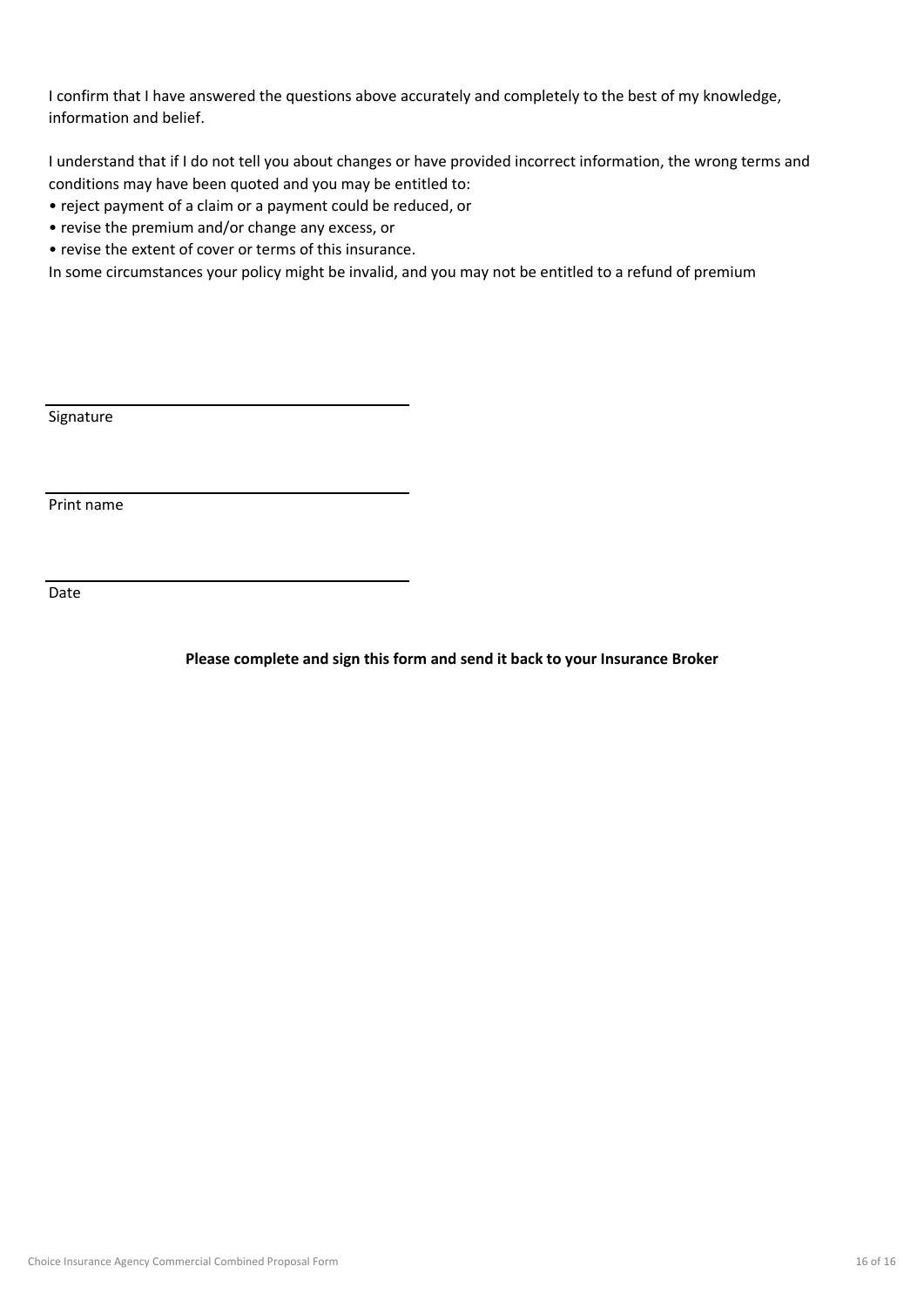I confirm that I have answered the questions above accurately and completely to the best of my knowledge, information and belief.

I understand that if I do not tell you about changes or have provided incorrect information, the wrong terms and conditions may have been quoted and you may be entitled to:

- reject payment of a claim or a payment could be reduced, or
- revise the premium and/or change any excess, or
- revise the extent of cover or terms of this insurance.

In some circumstances your policy might be invalid, and you may not be entitled to a refund of premium

\_\_\_\_\_\_\_\_\_\_\_\_\_\_\_\_\_\_\_\_\_\_\_\_\_\_\_\_\_\_\_\_\_\_\_\_\_\_\_\_

Signature

\_\_\_\_\_\_\_\_\_\_\_\_\_\_\_\_\_\_\_\_\_\_\_\_\_\_\_\_\_\_\_\_\_\_\_\_\_\_\_\_

Print name

\_\_\_\_\_\_\_\_\_\_\_\_\_\_\_\_\_\_\_\_\_\_\_\_\_\_\_\_\_\_\_\_\_\_\_\_\_\_\_\_

Date

**Please complete and sign this form and send it back to your Insurance Broker**